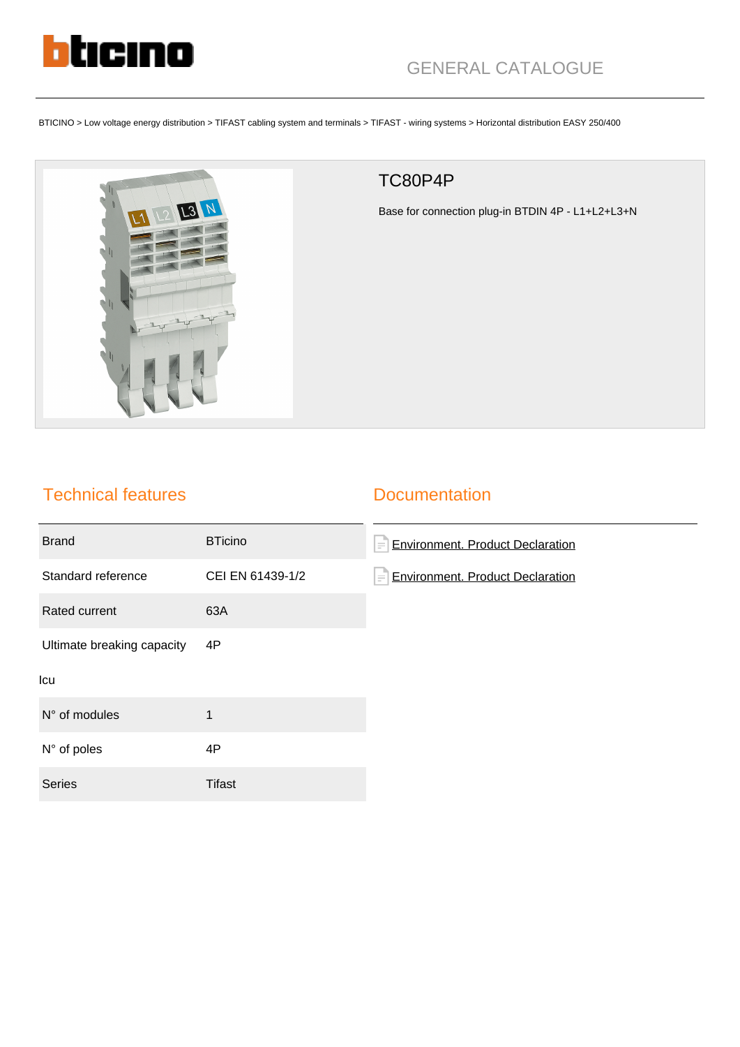GENERAL CATALOGUE

BTICINO > Low voltage energy distribution > TIFAST cabling system and terminals > TIFAST - wiring systems > Horizontal distribution EASY 250/400

# TC80P4P

Base for connection plug-in BTDIN 4P - L1+L2+L3+N

## Technical features

| | |
|---|---|
| Brand | BTicino |
| Standard reference | CEI EN 61439-1/2 |
| Rated current | 63A |
| Ultimate breaking capacity Icu | 4P |
| N° of modules | 1 |
| N° of poles | 4P |
| Series | Tifast |

## Documentation

- Environment. Product Declaration
- Environment. Product Declaration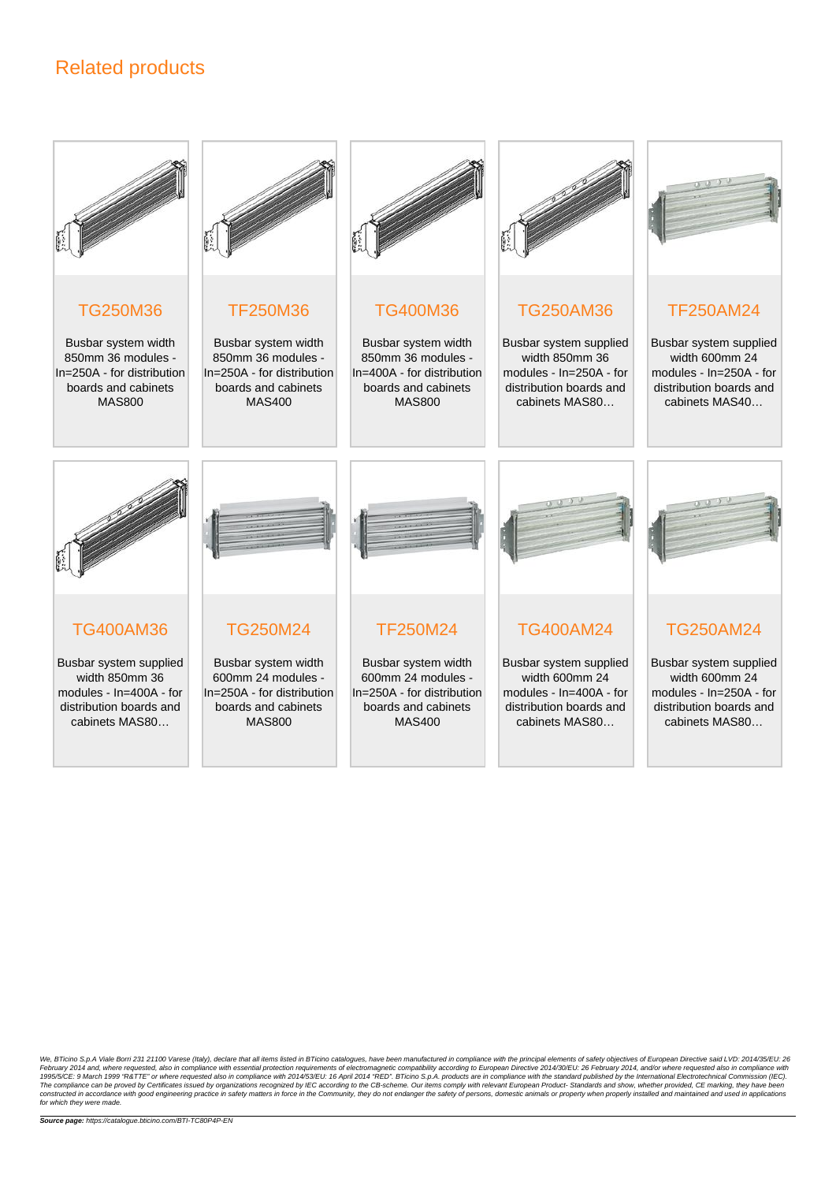## Related products

### TG250M36

Busbar system width 850mm 36 modules - In=250A - for distribution boards and cabinets MAS800

### TF250M36

Busbar system width 850mm 36 modules - In=250A - for distribution boards and cabinets MAS400

### TG400M36

Busbar system width 850mm 36 modules - In=400A - for distribution boards and cabinets MAS800

### TG250AM36

Busbar system supplied width 850mm 36 modules - In=250A - for distribution boards and cabinets MAS80…

### TF250AM24

Busbar system supplied width 600mm 24 modules - In=250A - for distribution boards and cabinets MAS40…

### TG400AM36

Busbar system supplied width 850mm 36 modules - In=400A - for distribution boards and cabinets MAS80…

### TG250M24

Busbar system width 600mm 24 modules - In=250A - for distribution boards and cabinets MAS800

### TF250M24

Busbar system width 600mm 24 modules - In=250A - for distribution boards and cabinets MAS400

### TG400AM24

Busbar system supplied width 600mm 24 modules - In=400A - for distribution boards and cabinets MAS80…

### TG250AM24

Busbar system supplied width 600mm 24 modules - In=250A - for distribution boards and cabinets MAS80…

*We, BTicino S.p.A Viale Borri 231 21100 Varese (Italy), declare that all items listed in BTicino catalogues, have been manufactured in compliance with the principal elements of safety objectives of European Directive said LVD: 2014/35/EU: 26 February 2014 and, where requested, also in compliance with essential protection requirements of electromagnetic compatibility according to European Directive 2014/30/EU: 26 February 2014, and/or where requested also in compliance with 1995/5/CE: 9 March 1999 "R&TTE" or where requested also in compliance with 2014/53/EU: 16 April 2014 "RED". BTicino S.p.A. products are in compliance with the standard published by the International Electrotechnical Commission (IEC). The compliance can be proved by Certificates issued by organizations recognized by IEC according to the CB-scheme. Our items comply with relevant European Product- Standards and show, whether provided, CE marking, they have been constructed in accordance with good engineering practice in safety matters in force in the Community, they do not endanger the safety of persons, domestic animals or property when properly installed and maintained and used in applications for which they were made.*

**Source page:** *https://catalogue.bticino.com/BTI-TC80P4P-EN*